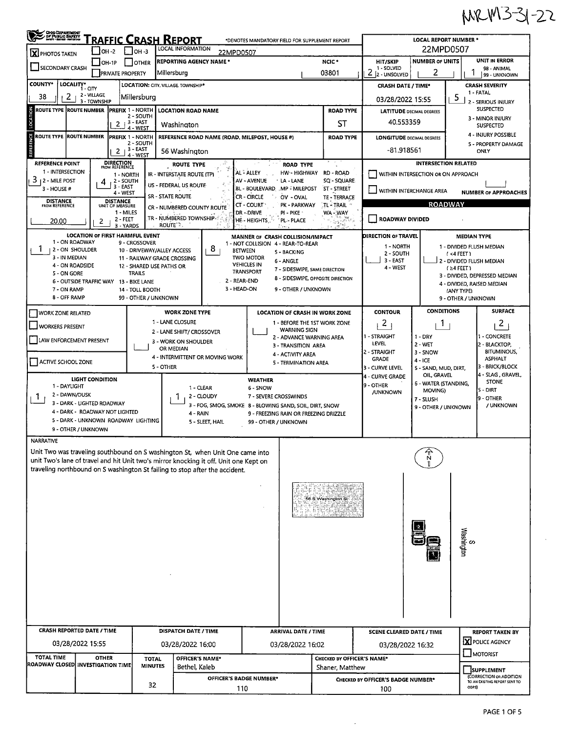MRM3-31-22

# TRAFFIC CRASH REPORT

Ohio Department of Public Safety

*DENOTES MANDATORY FIELD FOR SUPPLEMENT REPORT

| Field | Value |
|---|---|
| PHOTOS TAKEN | X |
| LOCAL INFORMATION | 22MPD0507 |
| REPORTING AGENCY NAME * | Millersburg |
| NCIC * | 03801 |
| LOCAL REPORT NUMBER * | 22MPD0507 |
| HIT/SKIP (1 - SOLVED, 2 - UNSOLVED) | 2 |
| NUMBER OF UNITS | 2 |
| UNIT IN ERROR (98 - ANIMAL, 99 - UNKNOWN) | 1 |
| COUNTY* | 38 |
| LOCALITY* (1 - CITY, 2 - VILLAGE, 3 - TOWNSHIP) | 2 |
| LOCATION: CITY, VILLAGE, TOWNSHIP* | Millersburg |
| CRASH DATE / TIME* | 03/28/2022 15:55 |
| CRASH SEVERITY (1 - FATAL, 2 - SERIOUS INJURY SUSPECTED, 3 - MINOR INJURY SUSPECTED, 4 - INJURY POSSIBLE, 5 - PROPERTY DAMAGE ONLY) | 5 |

## LOCATION

| Field | Value |
|---|---|
| ROUTE TYPE | |
| ROUTE NUMBER | |
| PREFIX (1 - NORTH, 2 - SOUTH, 3 - EAST, 4 - WEST) | 2 |
| LOCATION ROAD NAME | Washington |
| ROAD TYPE | ST |
| LATITUDE DECIMAL DEGREES | 40.553359 |

## REFERENCE

| Field | Value |
|---|---|
| ROUTE TYPE | |
| ROUTE NUMBER | |
| PREFIX (1 - NORTH, 2 - SOUTH, 3 - EAST, 4 - WEST) | 2 |
| REFERENCE ROAD NAME (ROAD, MILEPOST, HOUSE #) | 56 Washington |
| ROAD TYPE | |
| LONGITUDE DECIMAL DEGREES | -81.918561 |

| Field | Value |
|---|---|
| REFERENCE POINT (1 - INTERSECTION, 2 - MILE POST, 3 - HOUSE #) | 3 |
| DIRECTION FROM REFERENCE (1 - NORTH, 2 - SOUTH, 3 - EAST, 4 - WEST) | 4 |
| DISTANCE FROM REFERENCE | 20.00 |
| DISTANCE UNIT OF MEASURE (1 - MILES, 2 - FEET, 3 - YARDS) | 2 |

ROUTE TYPE: IR - INTERSTATE ROUTE (TP), US - FEDERAL US ROUTE, SR - STATE ROUTE, CR - NUMBERED COUNTY ROUTE, TR - NUMBERED TOWNSHIP ROUTE

ROAD TYPE: AL - ALLEY, AV - AVENUE, BL - BOULEVARD, CR - CIRCLE, CT - COURT, DR - DRIVE, HE - HEIGHTS, HW - HIGHWAY, LA - LANE, MP - MILEPOST, OV - OVAL, PK - PARKWAY, PI - PIKE, PL - PLACE, RD - ROAD, SQ - SQUARE, ST - STREET, TE - TERRACE, TL - TRAIL, WA - WAY

INTERSECTION RELATED: WITHIN INTERSECTION OR ON APPROACH [ ], WITHIN INTERCHANGE AREA [ ], NUMBER OF APPROACHES: —

ROADWAY: ROADWAY DIVIDED [ ]

| Field | Value |
|---|---|
| LOCATION OF FIRST HARMFUL EVENT | 1 |
| MANNER OF CRASH COLLISION/IMPACT | 8 |
| DIRECTION OF TRAVEL | |
| MEDIAN TYPE | |

LOCATION OF FIRST HARMFUL EVENT: 1 - ON ROADWAY, 2 - ON SHOULDER, 3 - IN MEDIAN, 4 - ON ROADSIDE, 5 - ON GORE, 6 - OUTSIDE TRAFFIC WAY, 7 - ON RAMP, 8 - OFF RAMP, 9 - CROSSOVER, 10 - DRIVEWAY/ALLEY ACCESS, 11 - RAILWAY GRADE CROSSING, 12 - SHARED USE PATHS OR TRAILS, 13 - BIKE LANE, 14 - TOLL BOOTH, 99 - OTHER / UNKNOWN

MANNER OF CRASH COLLISION/IMPACT: 1 - NOT COLLISION BETWEEN TWO MOTOR VEHICLES IN TRANSPORT, 2 - REAR-END, 3 - HEAD-ON, 4 - REAR-TO-REAR, 5 - BACKING, 6 - ANGLE, 7 - SIDESWIPE, SAME DIRECTION, 8 - SIDESWIPE, OPPOSITE DIRECTION, 9 - OTHER / UNKNOWN

DIRECTION OF TRAVEL: 1 - NORTH, 2 - SOUTH, 3 - EAST, 4 - WEST

MEDIAN TYPE: 1 - DIVIDED FLUSH MEDIAN (<4 FEET), 2 - DIVIDED FLUSH MEDIAN (≥4 FEET), 3 - DIVIDED, DEPRESSED MEDIAN, 4 - DIVIDED, RAISED MEDIAN (ANY TYPE), 9 - OTHER / UNKNOWN

## WORK ZONE

[ ] WORK ZONE RELATED
[ ] WORKERS PRESENT
[ ] LAW ENFORCEMENT PRESENT
[ ] ACTIVE SCHOOL ZONE

WORK ZONE TYPE: 1 - LANE CLOSURE, 2 - LANE SHIFT/ CROSSOVER, 3 - WORK ON SHOULDER OR MEDIAN, 4 - INTERMITTENT OR MOVING WORK, 5 - OTHER

LOCATION OF CRASH IN WORK ZONE: 1 - BEFORE THE 1ST WORK ZONE WARNING SIGN, 2 - ADVANCE WARNING AREA, 3 - TRANSITION AREA, 4 - ACTIVITY AREA, 5 - TERMINATION AREA

| CONTOUR | CONDITIONS | SURFACE |
|---|---|---|
| 2 | 1 | 2 |

CONTOUR: 1 - STRAIGHT LEVEL, 2 - STRAIGHT GRADE, 3 - CURVE LEVEL, 4 - CURVE GRADE, 9 - OTHER /UNKNOWN

CONDITIONS: 1 - DRY, 2 - WET, 3 - SNOW, 4 - ICE, 5 - SAND, MUD, DIRT, OIL, GRAVEL, 6 - WATER (STANDING, MOVING), 7 - SLUSH, 9 - OTHER / UNKNOWN

SURFACE: 1 - CONCRETE, 2 - BLACKTOP, BITUMINOUS, ASPHALT, 3 - BRICK/BLOCK, 4 - SLAG, GRAVEL, STONE, 5 - DIRT, 9 - OTHER / UNKNOWN

| LIGHT CONDITION | WEATHER |
|---|---|
| 1 | 1 |

LIGHT CONDITION: 1 - DAYLIGHT, 2 - DAWN/DUSK, 3 - DARK - LIGHTED ROADWAY, 4 - DARK - ROADWAY NOT LIGHTED, 5 - DARK - UNKNOWN ROADWAY LIGHTING, 9 - OTHER / UNKNOWN

WEATHER: 1 - CLEAR, 2 - CLOUDY, 3 - FOG, SMOG, SMOKE, 4 - RAIN, 5 - SLEET, HAIL, 6 - SNOW, 7 - SEVERE CROSSWINDS, 8 - BLOWING SAND, SOIL, DIRT, SNOW, 9 - FREEZING RAIN OR FREEZING DRIZZLE, 99 - OTHER / UNKNOWN

## NARRATIVE

Unit Two was traveling southbound on S washington St, when Unit One came into unit Two's lane of travel and hit Unit two's mirror knocking it off. Unit one Kept on traveling northbound on S washington St failing to stop after the accident.

Diagram labels: 56 S Washington St; S Washington; N; 1; 2

| CRASH REPORTED DATE / TIME | DISPATCH DATE / TIME | ARRIVAL DATE / TIME | SCENE CLEARED DATE / TIME | REPORT TAKEN BY |
|---|---|---|---|---|
| 03/28/2022 15:55 | 03/28/2022 16:00 | 03/28/2022 16:02 | 03/28/2022 16:32 | [X] POLICE AGENCY [ ] MOTORIST |

| TOTAL TIME ROADWAY CLOSED | OTHER INVESTIGATION TIME | TOTAL MINUTES | OFFICER'S NAME* | CHECKED BY OFFICER'S NAME* | |
|---|---|---|---|---|---|
| | | 32 | Bethel, Kaleb | Shaner, Matthew | [ ] SUPPLEMENT (CORRECTION OR ADDITION TO AN EXISTING REPORT SENT TO ODPS) |
| | | | OFFICER'S BADGE NUMBER*: 110 | CHECKED BY OFFICER'S BADGE NUMBER*: 100 | |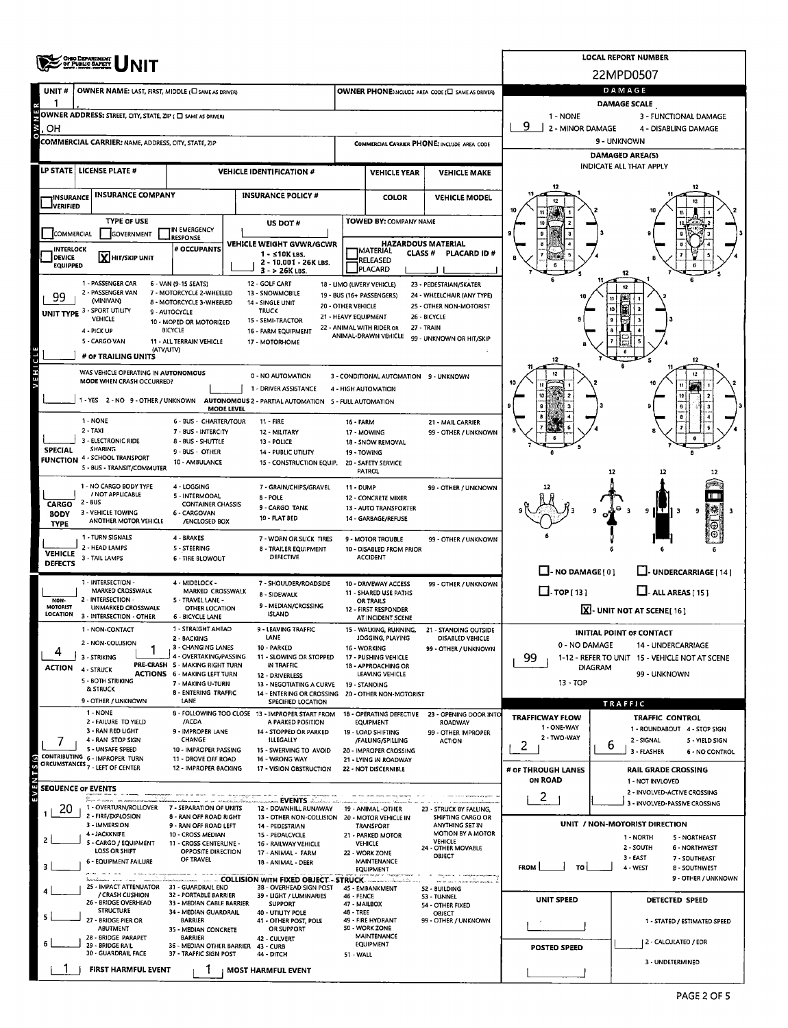# OHIO DEPARTMENT OF PUBLIC SAFETY UNIT

**LOCAL REPORT NUMBER:** 22MPD0507

| UNIT # | OWNER NAME: LAST, FIRST, MIDDLE (☐ SAME AS DRIVER) | OWNER PHONE: INCLUDE AREA CODE (☐ SAME AS DRIVER) |
|---|---|---|
| 1 | , | |

**OWNER ADDRESS:** STREET, CITY, STATE, ZIP (☐ SAME AS DRIVER)
, OH

**COMMERCIAL CARRIER:** NAME, ADDRESS, CITY, STATE, ZIP — **COMMERCIAL CARRIER PHONE:** INCLUDE AREA CODE

| LP STATE | LICENSE PLATE # | VEHICLE IDENTIFICATION # | VEHICLE YEAR | VEHICLE MAKE |
|---|---|---|---|---|
| | | | | |

| INSURANCE VERIFIED | INSURANCE COMPANY | INSURANCE POLICY # | COLOR | VEHICLE MODEL |
|---|---|---|---|---|
| ☐ | | | | |

**TYPE OF USE:** ☐ COMMERCIAL ☐ GOVERNMENT ☐ IN EMERGENCY RESPONSE
**US DOT #:**
**TOWED BY:** COMPANY NAME
☐ INTERLOCK DEVICE EQUIPPED ☒ HIT/SKIP UNIT
**# OCCUPANTS:**
**VEHICLE WEIGHT GVWR/GCWR:** 1 - ≤10K LBS. 2 - 10,001 - 26K LBS. 3 - > 26K LBS.
**HAZARDOUS MATERIAL:** ☐ MATERIAL RELEASED ☐ PLACARD — CLASS # — PLACARD ID #

**UNIT TYPE:** 99
1 - PASSENGER CAR, 2 - PASSENGER VAN (MINIVAN), 3 - SPORT UTILITY VEHICLE, 4 - PICK UP, 5 - CARGO VAN, 6 - VAN (9-15 SEATS), 7 - MOTORCYCLE 2-WHEELED, 8 - MOTORCYCLE 3-WHEELED, 9 - AUTOCYCLE, 10 - MOPED OR MOTORIZED BICYCLE, 11 - ALL TERRAIN VEHICLE (ATV/UTV), 12 - GOLF CART, 13 - SNOWMOBILE, 14 - SINGLE UNIT TRUCK, 15 - SEMI-TRACTOR, 16 - FARM EQUIPMENT, 17 - MOTORHOME, 18 - LIMO (LIVERY VEHICLE), 19 - BUS (16+ PASSENGERS), 20 - OTHER VEHICLE, 21 - HEAVY EQUIPMENT, 22 - ANIMAL WITH RIDER OR ANIMAL-DRAWN VEHICLE, 23 - PEDESTRIAN/SKATER, 24 - WHEELCHAIR (ANY TYPE), 25 - OTHER NON-MOTORIST, 26 - BICYCLE, 27 - TRAIN, 99 - UNKNOWN OR HIT/SKIP

**# OF TRAILING UNITS:**

**WAS VEHICLE OPERATING IN AUTONOMOUS MODE WHEN CRASH OCCURRED?** 1 - YES 2 - NO 9 - OTHER / UNKNOWN
**AUTONOMOUS MODE LEVEL:** 0 - NO AUTOMATION, 1 - DRIVER ASSISTANCE, 2 - PARTIAL AUTOMATION, 3 - CONDITIONAL AUTOMATION, 4 - HIGH AUTOMATION, 5 - FULL AUTOMATION, 9 - UNKNOWN

**SPECIAL FUNCTION:** 1 - NONE, 2 - TAXI, 3 - ELECTRONIC RIDE SHARING, 4 - SCHOOL TRANSPORT, 5 - BUS - TRANSIT/COMMUTER, 6 - BUS - CHARTER/TOUR, 7 - BUS - INTERCITY, 8 - BUS - SHUTTLE, 9 - BUS - OTHER, 10 - AMBULANCE, 11 - FIRE, 12 - MILITARY, 13 - POLICE, 14 - PUBLIC UTILITY, 15 - CONSTRUCTION EQUIP., 16 - FARM, 17 - MOWING, 18 - SNOW REMOVAL, 19 - TOWING, 20 - SAFETY SERVICE PATROL, 21 - MAIL CARRIER, 99 - OTHER / UNKNOWN

**CARGO BODY TYPE:** 1 - NO CARGO BODY TYPE / NOT APPLICABLE, 2 - BUS, 3 - VEHICLE TOWING ANOTHER MOTOR VEHICLE, 4 - LOGGING, 5 - INTERMODAL CONTAINER CHASSIS, 6 - CARGOVAN /ENCLOSED BOX, 7 - GRAIN/CHIPS/GRAVEL, 8 - POLE, 9 - CARGO TANK, 10 - FLAT BED, 11 - DUMP, 12 - CONCRETE MIXER, 13 - AUTO TRANSPORTER, 14 - GARBAGE/REFUSE, 99 - OTHER / UNKNOWN

**VEHICLE DEFECTS:** 1 - TURN SIGNALS, 2 - HEAD LAMPS, 3 - TAIL LAMPS, 4 - BRAKES, 5 - STEERING, 6 - TIRE BLOWOUT, 7 - WORN OR SLICK TIRES, 8 - TRAILER EQUIPMENT DEFECTIVE, 9 - MOTOR TROUBLE, 10 - DISABLED FROM PRIOR ACCIDENT, 99 - OTHER / UNKNOWN

**NON-MOTORIST LOCATION:** 1 - INTERSECTION - MARKED CROSSWALK, 2 - INTERSECTION - UNMARKED CROSSWALK, 3 - INTERSECTION - OTHER, 4 - MIDBLOCK - MARKED CROSSWALK, 5 - TRAVEL LANE - OTHER LOCATION, 6 - BICYCLE LANE, 7 - SHOULDER/ROADSIDE, 8 - SIDEWALK, 9 - MEDIAN/CROSSING ISLAND, 10 - DRIVEWAY ACCESS, 11 - SHARED USE PATHS OR TRAILS, 12 - FIRST RESPONDER AT INCIDENT SCENE, 99 - OTHER / UNKNOWN

**ACTION:** 4
1 - NON-CONTACT, 2 - NON-COLLISION, 3 - STRIKING, 4 - STRUCK, 5 - BOTH STRIKING & STRUCK, 9 - OTHER / UNKNOWN

**PRE-CRASH ACTIONS:** 1
1 - STRAIGHT AHEAD, 2 - BACKING, 3 - CHANGING LANES, 4 - OVERTAKING/PASSING, 5 - MAKING RIGHT TURN, 6 - MAKING LEFT TURN, 7 - MAKING U-TURN, 8 - ENTERING TRAFFIC LANE, 9 - LEAVING TRAFFIC LANE, 10 - PARKED, 11 - SLOWING OR STOPPED IN TRAFFIC, 12 - DRIVERLESS, 13 - NEGOTIATING A CURVE, 14 - ENTERING OR CROSSING SPECIFIED LOCATION, 15 - WALKING, RUNNING, JOGGING, PLAYING, 16 - WORKING, 17 - PUSHING VEHICLE, 18 - APPROACHING OR LEAVING VEHICLE, 19 - STANDING, 20 - OTHER NON-MOTORIST, 21 - STANDING OUTSIDE DISABLED VEHICLE, 99 - OTHER / UNKNOWN

**CONTRIBUTING CIRCUMSTANCES:** 7
1 - NONE, 2 - FAILURE TO YIELD, 3 - RAN RED LIGHT, 4 - RAN STOP SIGN, 5 - UNSAFE SPEED, 6 - IMPROPER TURN, 7 - LEFT OF CENTER, 8 - FOLLOWING TOO CLOSE /ACDA, 9 - IMPROPER LANE CHANGE, 10 - IMPROPER PASSING, 11 - DROVE OFF ROAD, 12 - IMPROPER BACKING, 13 - IMPROPER START FROM A PARKED POSITION, 14 - STOPPED OR PARKED ILLEGALLY, 15 - SWERVING TO AVOID, 16 - WRONG WAY, 17 - VISION OBSTRUCTION, 18 - OPERATING DEFECTIVE EQUIPMENT, 19 - LOAD SHIFTING /FALLING/SPILLING, 20 - IMPROPER CROSSING, 21 - LYING IN ROADWAY, 22 - NOT DISCERNIBLE, 23 - OPENING DOOR INTO ROADWAY, 99 - OTHER IMPROPER ACTION

## SEQUENCE OF EVENTS

| # | Event |
|---|---|
| 1 | 20 |
| 2 | |
| 3 | |
| 4 | |
| 5 | |
| 6 | |

**EVENTS:** 1 - OVERTURN/ROLLOVER, 2 - FIRE/EXPLOSION, 3 - IMMERSION, 4 - JACKKNIFE, 5 - CARGO / EQUIPMENT LOSS OR SHIFT, 6 - EQUIPMENT FAILURE, 7 - SEPARATION OF UNITS, 8 - RAN OFF ROAD RIGHT, 9 - RAN OFF ROAD LEFT, 10 - CROSS MEDIAN, 11 - CROSS CENTERLINE - OPPOSITE DIRECTION OF TRAVEL, 12 - DOWNHILL RUNAWAY, 13 - OTHER NON-COLLISION, 14 - PEDESTRIAN, 15 - PEDALCYCLE, 16 - RAILWAY VEHICLE, 17 - ANIMAL - FARM, 18 - ANIMAL - DEER, 19 - ANIMAL -OTHER, 20 - MOTOR VEHICLE IN TRANSPORT, 21 - PARKED MOTOR VEHICLE, 22 - WORK ZONE MAINTENANCE EQUIPMENT, 23 - STRUCK BY FALLING, SHIFTING CARGO OR ANYTHING SET IN MOTION BY A MOTOR VEHICLE, 24 - OTHER MOVABLE OBJECT

**COLLISION WITH FIXED OBJECT - STRUCK:** 25 - IMPACT ATTENUATOR / CRASH CUSHION, 26 - BRIDGE OVERHEAD STRUCTURE, 27 - BRIDGE PIER OR ABUTMENT, 28 - BRIDGE PARAPET, 29 - BRIDGE RAIL, 30 - GUARDRAIL FACE, 31 - GUARDRAIL END, 32 - PORTABLE BARRIER, 33 - MEDIAN CABLE BARRIER, 34 - MEDIAN GUARDRAIL BARRIER, 35 - MEDIAN CONCRETE BARRIER, 36 - MEDIAN OTHER BARRIER, 37 - TRAFFIC SIGN POST, 38 - OVERHEAD SIGN POST, 39 - LIGHT / LUMINARIES SUPPORT, 40 - UTILITY POLE, 41 - OTHER POST, POLE OR SUPPORT, 42 - CULVERT, 43 - CURB, 44 - DITCH, 45 - EMBANKMENT, 46 - FENCE, 47 - MAILBOX, 48 - TREE, 49 - FIRE HYDRANT, 50 - WORK ZONE MAINTENANCE EQUIPMENT, 51 - WALL, 52 - BUILDING, 53 - TUNNEL, 54 - OTHER FIXED OBJECT, 99 - OTHER / UNKNOWN

**FIRST HARMFUL EVENT:** 1 **MOST HARMFUL EVENT:** 1

## DAMAGE

**DAMAGE SCALE:** 9
1 - NONE, 2 - MINOR DAMAGE, 3 - FUNCTIONAL DAMAGE, 4 - DISABLING DAMAGE, 9 - UNKNOWN

**DAMAGED AREA(S)** — INDICATE ALL THAT APPLY

☐ - NO DAMAGE [ 0 ] ☐ - UNDERCARRIAGE [ 14 ]
☐ - TOP [ 13 ] ☐ - ALL AREAS [ 15 ]
☒ - UNIT NOT AT SCENE [ 16 ]

**INITIAL POINT OF CONTACT:** 99
0 - NO DAMAGE, 1-12 - REFER TO UNIT DIAGRAM, 13 - TOP, 14 - UNDERCARRIAGE, 15 - VEHICLE NOT AT SCENE, 99 - UNKNOWN

## TRAFFIC

**TRAFFICWAY FLOW:** 2
1 - ONE-WAY, 2 - TWO-WAY

**TRAFFIC CONTROL:** 6
1 - ROUNDABOUT, 2 - SIGNAL, 3 - FLASHER, 4 - STOP SIGN, 5 - YIELD SIGN, 6 - NO CONTROL

**# OF THROUGH LANES ON ROAD:** 2

**RAIL GRADE CROSSING:** 1 - NOT INVOLVED, 2 - INVOLVED-ACTIVE CROSSING, 3 - INVOLVED-PASSIVE CROSSING

**UNIT / NON-MOTORIST DIRECTION:** FROM ___ TO ___
1 - NORTH, 2 - SOUTH, 3 - EAST, 4 - WEST, 5 - NORTHEAST, 6 - NORTHWEST, 7 - SOUTHEAST, 8 - SOUTHWEST, 9 - OTHER / UNKNOWN

**UNIT SPEED:**
**POSTED SPEED:**
**DETECTED SPEED:** 1 - STATED / ESTIMATED SPEED, 2 - CALCULATED / EDR, 3 - UNDETERMINED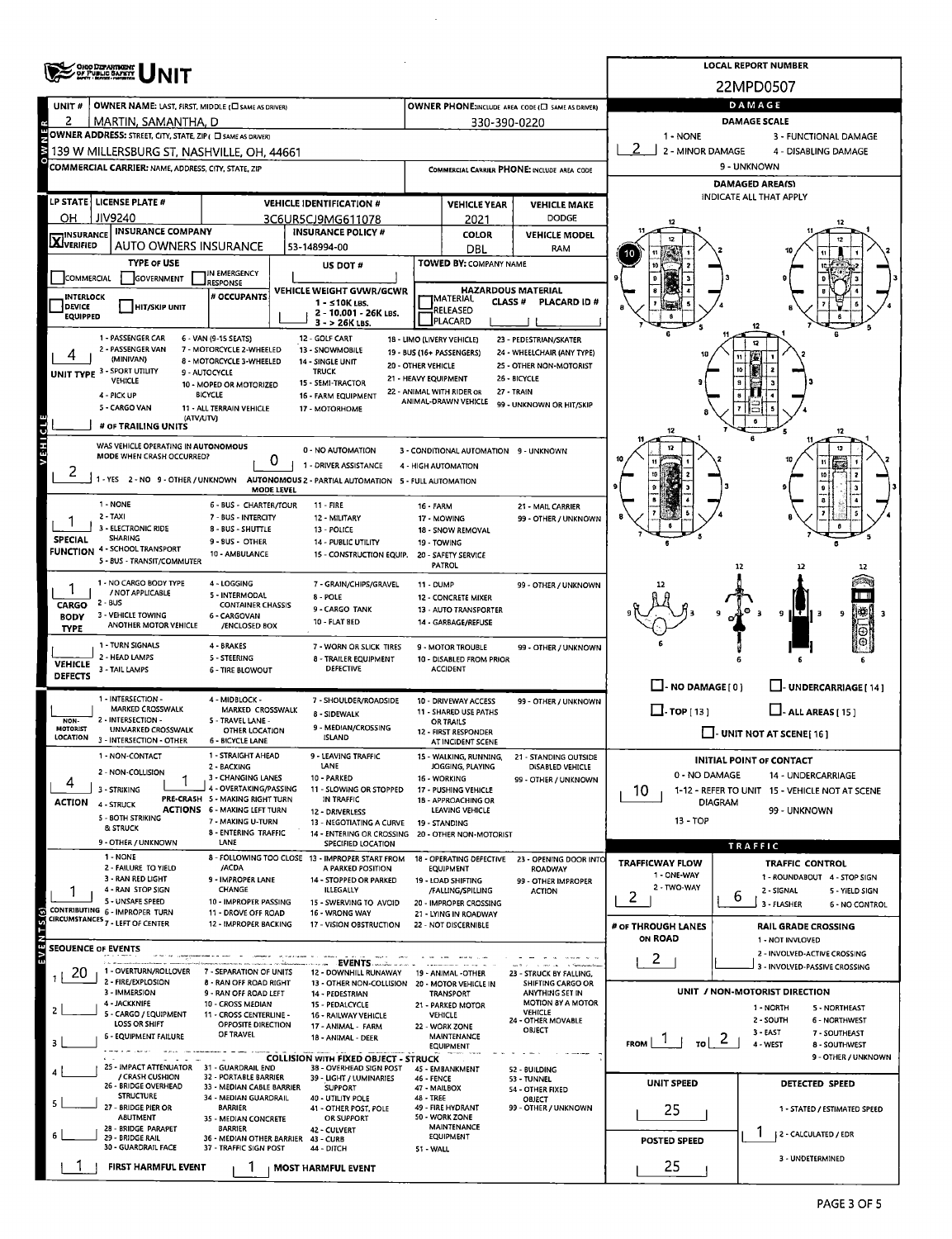# OHIO DEPARTMENT OF PUBLIC SAFETY UNIT

**LOCAL REPORT NUMBER:** 22MPD0507

| UNIT # | OWNER NAME: LAST, FIRST, MIDDLE (☐ SAME AS DRIVER) | OWNER PHONE: INCLUDE AREA CODE (☐ SAME AS DRIVER) |
|---|---|---|
| 2 | MARTIN, SAMANTHA, D | 330-390-0220 |

**OWNER ADDRESS:** STREET, CITY, STATE, ZIP (☐ SAME AS DRIVER)
139 W MILLERSBURG ST, NASHVILLE, OH, 44661

**COMMERCIAL CARRIER:** NAME, ADDRESS, CITY, STATE, ZIP — **COMMERCIAL CARRIER PHONE:** INCLUDE AREA CODE

| LP STATE | LICENSE PLATE # | VEHICLE IDENTIFICATION # | VEHICLE YEAR | VEHICLE MAKE |
|---|---|---|---|---|
| OH | JIV9240 | 3C6UR5CJ9MG611078 | 2021 | DODGE |

| ☒ INSURANCE VERIFIED | INSURANCE COMPANY | INSURANCE POLICY # | COLOR | VEHICLE MODEL |
|---|---|---|---|---|
| | AUTO OWNERS INSURANCE | 53-148994-00 | DBL | RAM |

**TYPE OF USE:** ☐ COMMERCIAL ☐ GOVERNMENT ☐ IN EMERGENCY RESPONSE
**US DOT #:**
**TOWED BY:** COMPANY NAME
☐ INTERLOCK DEVICE EQUIPPED ☐ HIT/SKIP UNIT
**# OCCUPANTS:**
**VEHICLE WEIGHT GVWR/GCWR:** 1 - ≤10K LBS. 2 - 10.001 - 26K LBS. 3 - > 26K LBS.
**HAZARDOUS MATERIAL:** ☐ MATERIAL CLASS # ☐ RELEASED ☐ PLACARD — PLACARD ID #

**UNIT TYPE:** 4
1 - PASSENGER CAR, 2 - PASSENGER VAN (MINIVAN), 3 - SPORT UTILITY VEHICLE, 4 - PICK UP, 5 - CARGO VAN, 6 - VAN (9-15 SEATS), 7 - MOTORCYCLE 2-WHEELED, 8 - MOTORCYCLE 3-WHEELED, 9 - AUTOCYCLE, 10 - MOPED OR MOTORIZED BICYCLE, 11 - ALL TERRAIN VEHICLE (ATV/UTV), 12 - GOLF CART, 13 - SNOWMOBILE, 14 - SINGLE UNIT TRUCK, 15 - SEMI-TRACTOR, 16 - FARM EQUIPMENT, 17 - MOTORHOME, 18 - LIMO (LIVERY VEHICLE), 19 - BUS (16+ PASSENGERS), 20 - OTHER VEHICLE, 21 - HEAVY EQUIPMENT, 22 - ANIMAL WITH RIDER OR ANIMAL-DRAWN VEHICLE, 23 - PEDESTRIAN/SKATER, 24 - WHEELCHAIR (ANY TYPE), 25 - OTHER NON-MOTORIST, 26 - BICYCLE, 27 - TRAIN, 99 - UNKNOWN OR HIT/SKIP

**# OF TRAILING UNITS:**

**WAS VEHICLE OPERATING IN AUTONOMOUS MODE WHEN CRASH OCCURRED?** 2
1 - YES, 2 - NO, 9 - OTHER / UNKNOWN

**AUTONOMOUS MODE LEVEL:** 0
0 - NO AUTOMATION, 1 - DRIVER ASSISTANCE, 2 - PARTIAL AUTOMATION, 3 - CONDITIONAL AUTOMATION, 4 - HIGH AUTOMATION, 5 - FULL AUTOMATION, 9 - UNKNOWN

**SPECIAL FUNCTION:** 1
1 - NONE, 2 - TAXI, 3 - ELECTRONIC RIDE SHARING, 4 - SCHOOL TRANSPORT, 5 - BUS - TRANSIT/COMMUTER, 6 - BUS - CHARTER/TOUR, 7 - BUS - INTERCITY, 8 - BUS - SHUTTLE, 9 - BUS - OTHER, 10 - AMBULANCE, 11 - FIRE, 12 - MILITARY, 13 - POLICE, 14 - PUBLIC UTILITY, 15 - CONSTRUCTION EQUIP., 16 - FARM, 17 - MOWING, 18 - SNOW REMOVAL, 19 - TOWING, 20 - SAFETY SERVICE PATROL, 21 - MAIL CARRIER, 99 - OTHER / UNKNOWN

**CARGO BODY TYPE:** 1
1 - NO CARGO BODY TYPE / NOT APPLICABLE, 2 - BUS, 3 - VEHICLE TOWING ANOTHER MOTOR VEHICLE, 4 - LOGGING, 5 - INTERMODAL CONTAINER CHASSIS, 6 - CARGOVAN /ENCLOSED BOX, 7 - GRAIN/CHIPS/GRAVEL, 8 - POLE, 9 - CARGO TANK, 10 - FLAT BED, 11 - DUMP, 12 - CONCRETE MIXER, 13 - AUTO TRANSPORTER, 14 - GARBAGE/REFUSE, 99 - OTHER / UNKNOWN

**VEHICLE DEFECTS:**
1 - TURN SIGNALS, 2 - HEAD LAMPS, 3 - TAIL LAMPS, 4 - BRAKES, 5 - STEERING, 6 - TIRE BLOWOUT, 7 - WORN OR SLICK TIRES, 8 - TRAILER EQUIPMENT DEFECTIVE, 9 - MOTOR TROUBLE, 10 - DISABLED FROM PRIOR ACCIDENT, 99 - OTHER / UNKNOWN

**NON-MOTORIST LOCATION:**
1 - INTERSECTION - MARKED CROSSWALK, 2 - INTERSECTION - UNMARKED CROSSWALK, 3 - INTERSECTION - OTHER, 4 - MIDBLOCK - MARKED CROSSWALK, 5 - TRAVEL LANE - OTHER LOCATION, 6 - BICYCLE LANE, 7 - SHOULDER/ROADSIDE, 8 - SIDEWALK, 9 - MEDIAN/CROSSING ISLAND, 10 - DRIVEWAY ACCESS, 11 - SHARED USE PATHS OR TRAILS, 12 - FIRST RESPONDER AT INCIDENT SCENE, 99 - OTHER / UNKNOWN

**ACTION:** 4
1 - NON-CONTACT, 2 - NON-COLLISION, 3 - STRIKING, 4 - STRUCK, 5 - BOTH STRIKING & STRUCK, 9 - OTHER / UNKNOWN

**PRE-CRASH ACTIONS:** 1
1 - STRAIGHT AHEAD, 2 - BACKING, 3 - CHANGING LANES, 4 - OVERTAKING/PASSING, 5 - MAKING RIGHT TURN, 6 - MAKING LEFT TURN, 7 - MAKING U-TURN, 8 - ENTERING TRAFFIC LANE, 9 - LEAVING TRAFFIC LANE, 10 - PARKED, 11 - SLOWING OR STOPPED IN TRAFFIC, 12 - DRIVERLESS, 13 - NEGOTIATING A CURVE, 14 - ENTERING OR CROSSING SPECIFIED LOCATION, 15 - WALKING, RUNNING, JOGGING, PLAYING, 16 - WORKING, 17 - PUSHING VEHICLE, 18 - APPROACHING OR LEAVING VEHICLE, 19 - STANDING, 20 - OTHER NON-MOTORIST, 21 - STANDING OUTSIDE DISABLED VEHICLE, 99 - OTHER / UNKNOWN

**CONTRIBUTING CIRCUMSTANCES:** 1
1 - NONE, 2 - FAILURE TO YIELD, 3 - RAN RED LIGHT, 4 - RAN STOP SIGN, 5 - UNSAFE SPEED, 6 - IMPROPER TURN, 7 - LEFT OF CENTER, 8 - FOLLOWING TOO CLOSE /ACDA, 9 - IMPROPER LANE CHANGE, 10 - IMPROPER PASSING, 11 - DROVE OFF ROAD, 12 - IMPROPER BACKING, 13 - IMPROPER START FROM A PARKED POSITION, 14 - STOPPED OR PARKED ILLEGALLY, 15 - SWERVING TO AVOID, 16 - WRONG WAY, 17 - VISION OBSTRUCTION, 18 - OPERATING DEFECTIVE EQUIPMENT, 19 - LOAD SHIFTING /FALLING/SPILLING, 20 - IMPROPER CROSSING, 21 - LYING IN ROADWAY, 22 - NOT DISCERNIBLE, 23 - OPENING DOOR INTO ROADWAY, 99 - OTHER IMPROPER ACTION

## SEQUENCE OF EVENTS

| # | Event |
|---|---|
| 1 | 20 |
| 2 | |
| 3 | |
| 4 | |
| 5 | |
| 6 | |

**EVENTS:** 1 - OVERTURN/ROLLOVER, 2 - FIRE/EXPLOSION, 3 - IMMERSION, 4 - JACKKNIFE, 5 - CARGO / EQUIPMENT LOSS OR SHIFT, 6 - EQUIPMENT FAILURE, 7 - SEPARATION OF UNITS, 8 - RAN OFF ROAD RIGHT, 9 - RAN OFF ROAD LEFT, 10 - CROSS MEDIAN, 11 - CROSS CENTERLINE - OPPOSITE DIRECTION OF TRAVEL, 12 - DOWNHILL RUNAWAY, 13 - OTHER NON-COLLISION, 14 - PEDESTRIAN, 15 - PEDALCYCLE, 16 - RAILWAY VEHICLE, 17 - ANIMAL - FARM, 18 - ANIMAL - DEER, 19 - ANIMAL -OTHER, 20 - MOTOR VEHICLE IN TRANSPORT, 21 - PARKED MOTOR VEHICLE, 22 - WORK ZONE MAINTENANCE EQUIPMENT, 23 - STRUCK BY FALLING, SHIFTING CARGO OR ANYTHING SET IN MOTION BY A MOTOR VEHICLE, 24 - OTHER MOVABLE OBJECT

**COLLISION WITH FIXED OBJECT - STRUCK:** 25 - IMPACT ATTENUATOR / CRASH CUSHION, 26 - BRIDGE OVERHEAD STRUCTURE, 27 - BRIDGE PIER OR ABUTMENT, 28 - BRIDGE PARAPET, 29 - BRIDGE RAIL, 30 - GUARDRAIL FACE, 31 - GUARDRAIL END, 32 - PORTABLE BARRIER, 33 - MEDIAN CABLE BARRIER, 34 - MEDIAN GUARDRAIL BARRIER, 35 - MEDIAN CONCRETE BARRIER, 36 - MEDIAN OTHER BARRIER, 37 - TRAFFIC SIGN POST, 38 - OVERHEAD SIGN POST, 39 - LIGHT / LUMINARIES SUPPORT, 40 - UTILITY POLE, 41 - OTHER POST, POLE OR SUPPORT, 42 - CULVERT, 43 - CURB, 44 - DITCH, 45 - EMBANKMENT, 46 - FENCE, 47 - MAILBOX, 48 - TREE, 49 - FIRE HYDRANT, 50 - WORK ZONE MAINTENANCE EQUIPMENT, 51 - WALL, 52 - BUILDING, 53 - TUNNEL, 54 - OTHER FIXED OBJECT, 99 - OTHER / UNKNOWN

**FIRST HARMFUL EVENT:** 1 **MOST HARMFUL EVENT:** 1

## DAMAGE

**DAMAGE SCALE:** 2
1 - NONE, 2 - MINOR DAMAGE, 3 - FUNCTIONAL DAMAGE, 4 - DISABLING DAMAGE, 9 - UNKNOWN

**DAMAGED AREA(S)** — INDICATE ALL THAT APPLY: 10

☐ - NO DAMAGE [ 0 ] ☐ - UNDERCARRIAGE [ 14 ] ☐ - TOP [ 13 ] ☐ - ALL AREAS [ 15 ] ☐ - UNIT NOT AT SCENE [ 16 ]

**INITIAL POINT OF CONTACT:** 10
0 - NO DAMAGE, 1-12 - REFER TO UNIT DIAGRAM, 13 - TOP, 14 - UNDERCARRIAGE, 15 - VEHICLE NOT AT SCENE, 99 - UNKNOWN

## TRAFFIC

**TRAFFICWAY FLOW:** 2
1 - ONE-WAY, 2 - TWO-WAY

**TRAFFIC CONTROL:** 6
1 - ROUNDABOUT, 2 - SIGNAL, 3 - FLASHER, 4 - STOP SIGN, 5 - YIELD SIGN, 6 - NO CONTROL

**# OF THROUGH LANES ON ROAD:** 2

**RAIL GRADE CROSSING:**
1 - NOT INVOLVED, 2 - INVOLVED-ACTIVE CROSSING, 3 - INVOLVED-PASSIVE CROSSING

**UNIT / NON-MOTORIST DIRECTION:** FROM 1 TO 2
1 - NORTH, 2 - SOUTH, 3 - EAST, 4 - WEST, 5 - NORTHEAST, 6 - NORTHWEST, 7 - SOUTHEAST, 8 - SOUTHWEST, 9 - OTHER / UNKNOWN

**UNIT SPEED:** 25

**POSTED SPEED:** 25

**DETECTED SPEED:** 1
1 - STATED / ESTIMATED SPEED, 2 - CALCULATED / EDR, 3 - UNDETERMINED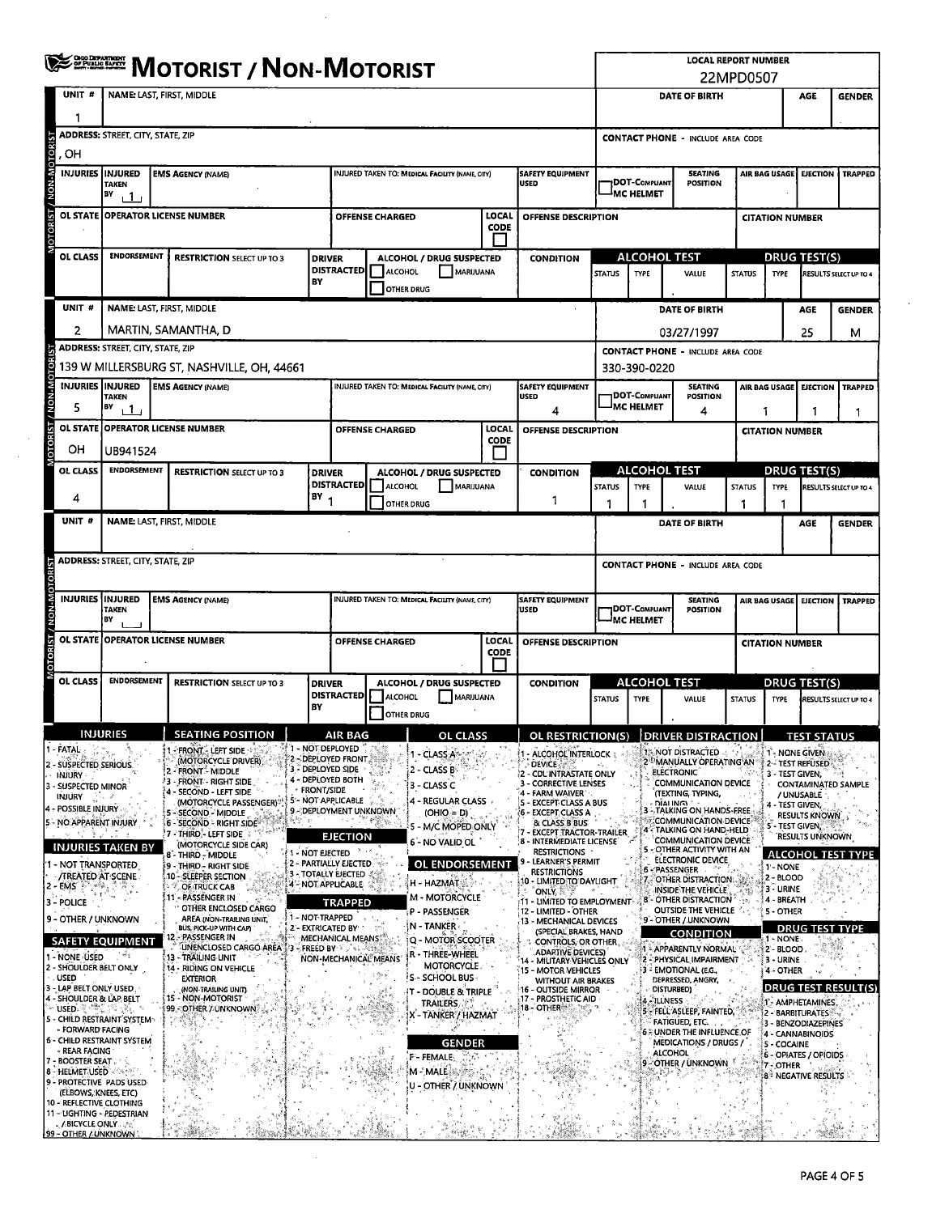# MOTORIST / NON-MOTORIST

Ohio Department of Public Safety

**LOCAL REPORT NUMBER:** 22MPD0507

## Unit 1

| UNIT # | NAME: LAST, FIRST, MIDDLE | DATE OF BIRTH | AGE | GENDER |
|---|---|---|---|---|
| 1 | | | | |

| ADDRESS: STREET, CITY, STATE, ZIP | CONTACT PHONE - INCLUDE AREA CODE |
|---|---|
| , OH | |

| INJURIES | INJURED TAKEN BY | EMS AGENCY (NAME) | INJURED TAKEN TO: MEDICAL FACILITY (NAME, CITY) | SAFETY EQUIPMENT USED | DOT-COMPLIANT MC HELMET | SEATING POSITION | AIR BAG USAGE | EJECTION | TRAPPED |
|---|---|---|---|---|---|---|---|---|---|
| | 1 | | | | | | | | |

| OL STATE | OPERATOR LICENSE NUMBER | OFFENSE CHARGED | LOCAL CODE | OFFENSE DESCRIPTION | CITATION NUMBER |
|---|---|---|---|---|---|
| | | | | | |

| OL CLASS | ENDORSEMENT | RESTRICTION SELECT UP TO 3 | DRIVER DISTRACTED BY | ALCOHOL / DRUG SUSPECTED | CONDITION | ALCOHOL TEST STATUS | TYPE | VALUE | DRUG TEST(S) STATUS | TYPE | RESULTS SELECT UP TO 4 |
|---|---|---|---|---|---|---|---|---|---|---|---|
| | | | | ☐ ALCOHOL ☐ MARIJUANA ☐ OTHER DRUG | | | | | | | |

## Unit 2

| UNIT # | NAME: LAST, FIRST, MIDDLE | DATE OF BIRTH | AGE | GENDER |
|---|---|---|---|---|
| 2 | MARTIN, SAMANTHA, D | 03/27/1997 | 25 | M |

| ADDRESS: STREET, CITY, STATE, ZIP | CONTACT PHONE - INCLUDE AREA CODE |
|---|---|
| 139 W MILLERSBURG ST, NASHVILLE, OH, 44661 | 330-390-0220 |

| INJURIES | INJURED TAKEN BY | EMS AGENCY (NAME) | INJURED TAKEN TO: MEDICAL FACILITY (NAME, CITY) | SAFETY EQUIPMENT USED | DOT-COMPLIANT MC HELMET | SEATING POSITION | AIR BAG USAGE | EJECTION | TRAPPED |
|---|---|---|---|---|---|---|---|---|---|
| 5 | 1 | | | 4 | | 4 | 1 | 1 | 1 |

| OL STATE | OPERATOR LICENSE NUMBER | OFFENSE CHARGED | LOCAL CODE | OFFENSE DESCRIPTION | CITATION NUMBER |
|---|---|---|---|---|---|
| OH | UB941524 | | | | |

| OL CLASS | ENDORSEMENT | RESTRICTION SELECT UP TO 3 | DRIVER DISTRACTED BY | ALCOHOL / DRUG SUSPECTED | CONDITION | ALCOHOL TEST STATUS | TYPE | VALUE | DRUG TEST(S) STATUS | TYPE | RESULTS SELECT UP TO 4 |
|---|---|---|---|---|---|---|---|---|---|---|---|
| 4 | | | 1 | ☐ ALCOHOL ☐ MARIJUANA ☐ OTHER DRUG | 1 | 1 | 1 | . | 1 | 1 | |

## Unit (blank)

| UNIT # | NAME: LAST, FIRST, MIDDLE | DATE OF BIRTH | AGE | GENDER |
|---|---|---|---|---|
| | | | | |

| ADDRESS: STREET, CITY, STATE, ZIP | CONTACT PHONE - INCLUDE AREA CODE |
|---|---|
| | |

| INJURIES | INJURED TAKEN BY | EMS AGENCY (NAME) | INJURED TAKEN TO: MEDICAL FACILITY (NAME, CITY) | SAFETY EQUIPMENT USED | DOT-COMPLIANT MC HELMET | SEATING POSITION | AIR BAG USAGE | EJECTION | TRAPPED |
|---|---|---|---|---|---|---|---|---|---|
| | | | | | | | | | |

| OL STATE | OPERATOR LICENSE NUMBER | OFFENSE CHARGED | LOCAL CODE | OFFENSE DESCRIPTION | CITATION NUMBER |
|---|---|---|---|---|---|
| | | | | | |

| OL CLASS | ENDORSEMENT | RESTRICTION SELECT UP TO 3 | DRIVER DISTRACTED BY | ALCOHOL / DRUG SUSPECTED | CONDITION | ALCOHOL TEST STATUS | TYPE | VALUE | DRUG TEST(S) STATUS | TYPE | RESULTS SELECT UP TO 4 |
|---|---|---|---|---|---|---|---|---|---|---|---|
| | | | | ☐ ALCOHOL ☐ MARIJUANA ☐ OTHER DRUG | | | | . | | | |

## Codes

**INJURIES**
1 - FATAL
2 - SUSPECTED SERIOUS INJURY
3 - SUSPECTED MINOR INJURY
4 - POSSIBLE INJURY
5 - NO APPARENT INJURY

**INJURIES TAKEN BY**
1 - NOT TRANSPORTED /TREATED AT SCENE
2 - EMS
3 - POLICE
9 - OTHER / UNKNOWN

**SAFETY EQUIPMENT**
1 - NONE USED
2 - SHOULDER BELT ONLY USED
3 - LAP BELT ONLY USED
4 - SHOULDER & LAP BELT USED
5 - CHILD RESTRAINT SYSTEM - FORWARD FACING
6 - CHILD RESTRAINT SYSTEM - REAR FACING
7 - BOOSTER SEAT
8 - HELMET USED
9 - PROTECTIVE PADS USED (ELBOWS, KNEES, ETC)
10 - REFLECTIVE CLOTHING
11 - LIGHTING - PEDESTRIAN / BICYCLE ONLY
99 - OTHER / UNKNOWN

**SEATING POSITION**
1 - FRONT - LEFT SIDE (MOTORCYCLE DRIVER)
2 - FRONT - MIDDLE
3 - FRONT - RIGHT SIDE
4 - SECOND - LEFT SIDE (MOTORCYCLE PASSENGER)
5 - SECOND - MIDDLE
6 - SECOND - RIGHT SIDE
7 - THIRD - LEFT SIDE (MOTORCYCLE SIDE CAR)
8 - THIRD - MIDDLE
9 - THIRD - RIGHT SIDE
10 - SLEEPER SECTION OF TRUCK CAB
11 - PASSENGER IN OTHER ENCLOSED CARGO AREA (NON-TRAILING UNIT, BUS, PICK-UP WITH CAP)
12 - PASSENGER IN UNENCLOSED CARGO AREA
13 - TRAILING UNIT
14 - RIDING ON VEHICLE EXTERIOR (NON-TRAILING UNIT)
15 - NON-MOTORIST
99 - OTHER / UNKNOWN

**AIR BAG**
1 - NOT DEPLOYED
2 - DEPLOYED FRONT
3 - DEPLOYED SIDE
4 - DEPLOYED BOTH FRONT/SIDE
5 - NOT APPLICABLE
9 - DEPLOYMENT UNKNOWN

**EJECTION**
1 - NOT EJECTED
2 - PARTIALLY EJECTED
3 - TOTALLY EJECTED
4 - NOT APPLICABLE

**TRAPPED**
1 - NOT TRAPPED
2 - EXTRICATED BY MECHANICAL MEANS
3 - FREED BY NON-MECHANICAL MEANS

**OL CLASS**
1 - CLASS A
2 - CLASS B
3 - CLASS C
4 - REGULAR CLASS (OHIO = D)
5 - M/C MOPED ONLY
6 - NO VALID OL

**OL ENDORSEMENT**
H - HAZMAT
M - MOTORCYCLE
P - PASSENGER
N - TANKER
Q - MOTOR SCOOTER
R - THREE-WHEEL MOTORCYCLE
S - SCHOOL BUS
T - DOUBLE & TRIPLE TRAILERS
X - TANKER / HAZMAT

**GENDER**
F - FEMALE
M - MALE
U - OTHER / UNKNOWN

**OL RESTRICTION(S)**
1 - ALCOHOL INTERLOCK DEVICE
2 - CDL INTRASTATE ONLY
3 - CORRECTIVE LENSES
4 - FARM WAIVER
5 - EXCEPT CLASS A BUS
6 - EXCEPT CLASS A & CLASS B BUS
7 - EXCEPT TRACTOR-TRAILER
8 - INTERMEDIATE LICENSE RESTRICTIONS
9 - LEARNER'S PERMIT RESTRICTIONS
10 - LIMITED TO DAYLIGHT ONLY
11 - LIMITED TO EMPLOYMENT
12 - LIMITED - OTHER
13 - MECHANICAL DEVICES (SPECIAL BRAKES, HAND CONTROLS, OR OTHER ADAPTIVE DEVICES)
14 - MILITARY VEHICLES ONLY
15 - MOTOR VEHICLES WITHOUT AIR BRAKES
16 - OUTSIDE MIRROR
17 - PROSTHETIC AID
18 - OTHER

**DRIVER DISTRACTION**
1 - NOT DISTRACTED
2 - MANUALLY OPERATING AN ELECTRONIC COMMUNICATION DEVICE (TEXTING, TYPING, DIALING)
3 - TALKING ON HANDS-FREE COMMUNICATION DEVICE
4 - TALKING ON HAND-HELD COMMUNICATION DEVICE
5 - OTHER ACTIVITY WITH AN ELECTRONIC DEVICE
6 - PASSENGER
7 - OTHER DISTRACTION INSIDE THE VEHICLE
8 - OTHER DISTRACTION OUTSIDE THE VEHICLE
9 - OTHER / UNKNOWN

**CONDITION**
1 - APPARENTLY NORMAL
2 - PHYSICAL IMPAIRMENT
3 - EMOTIONAL (E.G., DEPRESSED, ANGRY, DISTURBED)
4 - ILLNESS
5 - FELL ASLEEP, FAINTED, FATIGUED, ETC.
6 - UNDER THE INFLUENCE OF MEDICATIONS / DRUGS / ALCOHOL
9 - OTHER / UNKNOWN

**TEST STATUS**
1 - NONE GIVEN
2 - TEST REFUSED
3 - TEST GIVEN, CONTAMINATED SAMPLE / UNUSABLE
4 - TEST GIVEN, RESULTS KNOWN
5 - TEST GIVEN, RESULTS UNKNOWN

**ALCOHOL TEST TYPE**
1 - NONE
2 - BLOOD
3 - URINE
4 - BREATH
5 - OTHER

**DRUG TEST TYPE**
1 - NONE
2 - BLOOD
3 - URINE
4 - OTHER

**DRUG TEST RESULT(S)**
1 - AMPHETAMINES
2 - BARBITURATES
3 - BENZODIAZEPINES
4 - CANNABINOIDS
5 - COCAINE
6 - OPIATES / OPIOIDS
7 - OTHER
8 - NEGATIVE RESULTS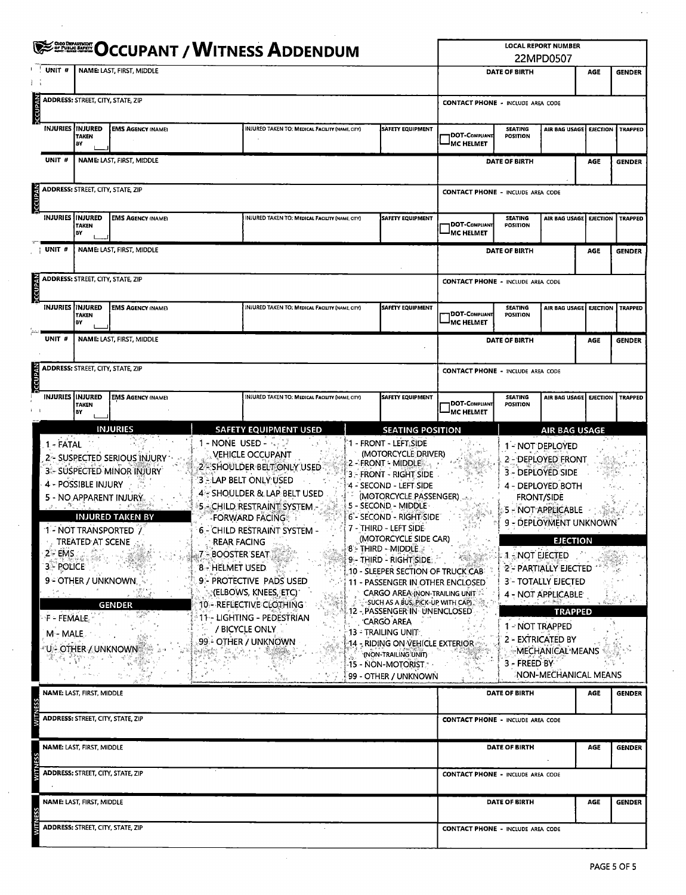# OHIO DEPARTMENT OF PUBLIC SAFETY — OCCUPANT / WITNESS ADDENDUM

**LOCAL REPORT NUMBER**
22MPD0507

## OCCUPANT

| UNIT # | NAME: LAST, FIRST, MIDDLE | DATE OF BIRTH | AGE | GENDER |
|---|---|---|---|---|
| | | | | |

| ADDRESS: STREET, CITY, STATE, ZIP | CONTACT PHONE - INCLUDE AREA CODE |
|---|---|
| | |

| INJURIES | INJURED TAKEN BY | EMS AGENCY (NAME) | INJURED TAKEN TO: MEDICAL FACILITY (NAME, CITY) | SAFETY EQUIPMENT | DOT-COMPLIANT MC HELMET | SEATING POSITION | AIR BAG USAGE | EJECTION | TRAPPED |
|---|---|---|---|---|---|---|---|---|---|
| | | | | | | | | | |

## OCCUPANT

| UNIT # | NAME: LAST, FIRST, MIDDLE | DATE OF BIRTH | AGE | GENDER |
|---|---|---|---|---|
| | | | | |

| ADDRESS: STREET, CITY, STATE, ZIP | CONTACT PHONE - INCLUDE AREA CODE |
|---|---|
| | |

| INJURIES | INJURED TAKEN BY | EMS AGENCY (NAME) | INJURED TAKEN TO: MEDICAL FACILITY (NAME, CITY) | SAFETY EQUIPMENT | DOT-COMPLIANT MC HELMET | SEATING POSITION | AIR BAG USAGE | EJECTION | TRAPPED |
|---|---|---|---|---|---|---|---|---|---|
| | | | | | | | | | |

## OCCUPANT

| UNIT # | NAME: LAST, FIRST, MIDDLE | DATE OF BIRTH | AGE | GENDER |
|---|---|---|---|---|
| | | | | |

| ADDRESS: STREET, CITY, STATE, ZIP | CONTACT PHONE - INCLUDE AREA CODE |
|---|---|
| | |

| INJURIES | INJURED TAKEN BY | EMS AGENCY (NAME) | INJURED TAKEN TO: MEDICAL FACILITY (NAME, CITY) | SAFETY EQUIPMENT | DOT-COMPLIANT MC HELMET | SEATING POSITION | AIR BAG USAGE | EJECTION | TRAPPED |
|---|---|---|---|---|---|---|---|---|---|
| | | | | | | | | | |

## OCCUPANT

| UNIT # | NAME: LAST, FIRST, MIDDLE | DATE OF BIRTH | AGE | GENDER |
|---|---|---|---|---|
| | | | | |

| ADDRESS: STREET, CITY, STATE, ZIP | CONTACT PHONE - INCLUDE AREA CODE |
|---|---|
| | |

| INJURIES | INJURED TAKEN BY | EMS AGENCY (NAME) | INJURED TAKEN TO: MEDICAL FACILITY (NAME, CITY) | SAFETY EQUIPMENT | DOT-COMPLIANT MC HELMET | SEATING POSITION | AIR BAG USAGE | EJECTION | TRAPPED |
|---|---|---|---|---|---|---|---|---|---|
| | | | | | | | | | |

### INJURIES
1 - FATAL
2 - SUSPECTED SERIOUS INJURY
3 - SUSPECTED MINOR INJURY
4 - POSSIBLE INJURY
5 - NO APPARENT INJURY

### INJURED TAKEN BY
1 - NOT TRANSPORTED / TREATED AT SCENE
2 - EMS
3 - POLICE
9 - OTHER / UNKNOWN

### GENDER
F - FEMALE
M - MALE
U - OTHER / UNKNOWN

### SAFETY EQUIPMENT USED
1 - NONE USED - VEHICLE OCCUPANT
2 - SHOULDER BELT ONLY USED
3 - LAP BELT ONLY USED
4 - SHOULDER & LAP BELT USED
5 - CHILD RESTRAINT SYSTEM - FORWARD FACING
6 - CHILD RESTRAINT SYSTEM - REAR FACING
7 - BOOSTER SEAT
8 - HELMET USED
9 - PROTECTIVE PADS USED (ELBOWS, KNEES, ETC)
10 - REFLECTIVE CLOTHING
11 - LIGHTING - PEDESTRIAN / BICYCLE ONLY
99 - OTHER / UNKNOWN

### SEATING POSITION
1 - FRONT - LEFT SIDE (MOTORCYCLE DRIVER)
2 - FRONT - MIDDLE
3 - FRONT - RIGHT SIDE
4 - SECOND - LEFT SIDE (MOTORCYCLE PASSENGER)
5 - SECOND - MIDDLE
6 - SECOND - RIGHT SIDE
7 - THIRD - LEFT SIDE (MOTORCYCLE SIDE CAR)
8 - THIRD - MIDDLE
9 - THIRD - RIGHT SIDE
10 - SLEEPER SECTION OF TRUCK CAB
11 - PASSENGER IN OTHER ENCLOSED CARGO AREA (NON-TRAILING UNIT SUCH AS A BUS, PICK-UP WITH CAP)
12 - PASSENGER IN UNENCLOSED CARGO AREA
13 - TRAILING UNIT
14 - RIDING ON VEHICLE EXTERIOR (NON-TRAILING UNIT)
15 - NON-MOTORIST
99 - OTHER / UNKNOWN

### AIR BAG USAGE
1 - NOT DEPLOYED
2 - DEPLOYED FRONT
3 - DEPLOYED SIDE
4 - DEPLOYED BOTH FRONT/SIDE
5 - NOT APPLICABLE
9 - DEPLOYMENT UNKNOWN

### EJECTION
1 - NOT EJECTED
2 - PARTIALLY EJECTED
3 - TOTALLY EJECTED
4 - NOT APPLICABLE

### TRAPPED
1 - NOT TRAPPED
2 - EXTRICATED BY MECHANICAL MEANS
3 - FREED BY NON-MECHANICAL MEANS

## WITNESS

| NAME: LAST, FIRST, MIDDLE | DATE OF BIRTH | AGE | GENDER |
|---|---|---|---|
| | | | |

| ADDRESS: STREET, CITY, STATE, ZIP | CONTACT PHONE - INCLUDE AREA CODE |
|---|---|
| | |

## WITNESS

| NAME: LAST, FIRST, MIDDLE | DATE OF BIRTH | AGE | GENDER |
|---|---|---|---|
| | | | |

| ADDRESS: STREET, CITY, STATE, ZIP | CONTACT PHONE - INCLUDE AREA CODE |
|---|---|
| | |

## WITNESS

| NAME: LAST, FIRST, MIDDLE | DATE OF BIRTH | AGE | GENDER |
|---|---|---|---|
| | | | |

| ADDRESS: STREET, CITY, STATE, ZIP | CONTACT PHONE - INCLUDE AREA CODE |
|---|---|
| | |